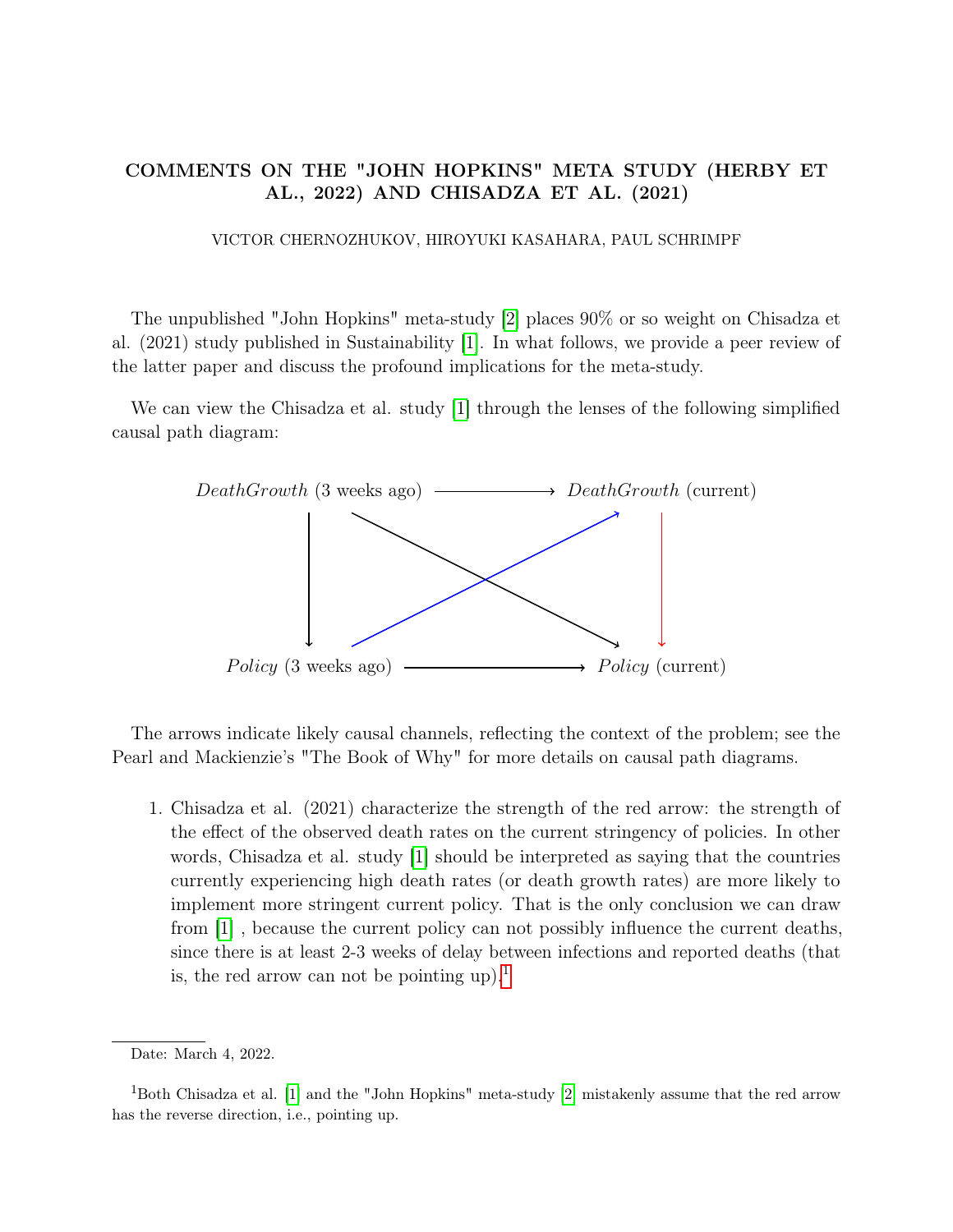# COMMENTS ON THE "JOHN HOPKINS" META STUDY (HERBY ET AL., 2022) AND CHISADZA ET AL. (2021)

VICTOR CHERNOZHUKOV, HIROYUKI KASAHARA, PAUL SCHRIMPF

The unpublished "John Hopkins" meta-study [2] places 90% or so weight on Chisadza et al. (2021) study published in Sustainability [1]. In what follows, we provide a peer review of the latter paper and discuss the profound implications for the meta-study.

We can view the Chisadza et al. study [1] through the lenses of the following simplified causal path diagram:

*DeathGrowth* (3 weeks ago) ⟶ *DeathGrowth* (current)

*Policy* (3 weeks ago) ⟶ *Policy* (current)

The arrows indicate likely causal channels, reflecting the context of the problem; see the Pearl and Mackienzie's "The Book of Why" for more details on causal path diagrams.

1. Chisadza et al. (2021) characterize the strength of the red arrow: the strength of the effect of the observed death rates on the current stringency of policies. In other words, Chisadza et al. study [1] should be interpreted as saying that the countries currently experiencing high death rates (or death growth rates) are more likely to implement more stringent current policy. That is the only conclusion we can draw from [1] , because the current policy can not possibly influence the current deaths, since there is at least 2-3 weeks of delay between infections and reported deaths (that is, the red arrow can not be pointing up).[1]

Date: March 4, 2022.

[1] Both Chisadza et al. [1] and the "John Hopkins" meta-study [2] mistakenly assume that the red arrow has the reverse direction, i.e., pointing up.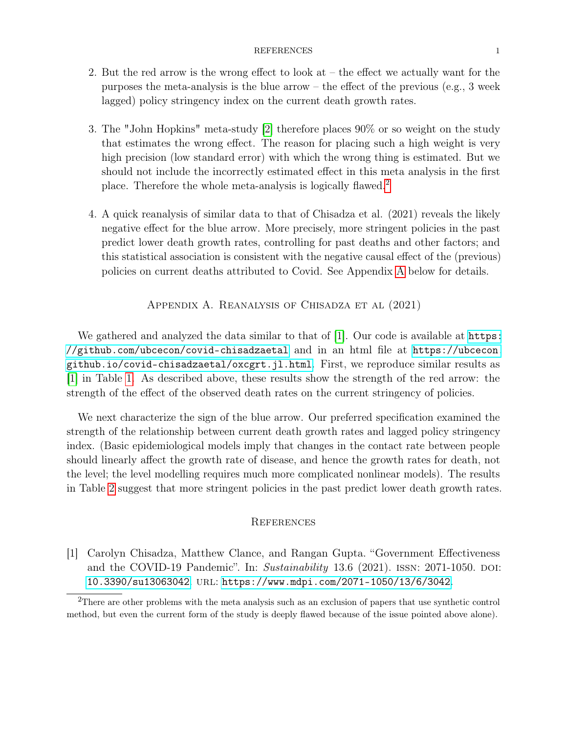2. But the red arrow is the wrong effect to look at – the effect we actually want for the purposes the meta-analysis is the blue arrow – the effect of the previous (e.g., 3 week lagged) policy stringency index on the current death growth rates.

3. The "John Hopkins" meta-study [2] therefore places 90% or so weight on the study that estimates the wrong effect. The reason for placing such a high weight is very high precision (low standard error) with which the wrong thing is estimated. But we should not include the incorrectly estimated effect in this meta analysis in the first place. Therefore the whole meta-analysis is logically flawed.[2]

4. A quick reanalysis of similar data to that of Chisadza et al. (2021) reveals the likely negative effect for the blue arrow. More precisely, more stringent policies in the past predict lower death growth rates, controlling for past deaths and other factors; and this statistical association is consistent with the negative causal effect of the (previous) policies on current deaths attributed to Covid. See Appendix A below for details.

## Appendix A. Reanalysis of Chisadza et al (2021)

We gathered and analyzed the data similar to that of [1]. Our code is available at https://github.com/ubcecon/covid-chisadzaetal and in an html file at https://ubcecon.github.io/covid-chisadzaetal/oxcgrt.jl.html. First, we reproduce similar results as [1] in Table 1. As described above, these results show the strength of the red arrow: the strength of the effect of the observed death rates on the current stringency of policies.

We next characterize the sign of the blue arrow. Our preferred specification examined the strength of the relationship between current death growth rates and lagged policy stringency index. (Basic epidemiological models imply that changes in the contact rate between people should linearly affect the growth rate of disease, and hence the growth rates for death, not the level; the level modelling requires much more complicated nonlinear models). The results in Table 2 suggest that more stringent policies in the past predict lower death growth rates.

## References

[1] Carolyn Chisadza, Matthew Clance, and Rangan Gupta. "Government Effectiveness and the COVID-19 Pandemic". In: *Sustainability* 13.6 (2021). ISSN: 2071-1050. DOI: 10.3390/su13063042. URL: https://www.mdpi.com/2071-1050/13/6/3042.

[2] There are other problems with the meta analysis such as an exclusion of papers that use synthetic control method, but even the current form of the study is deeply flawed because of the issue pointed above alone).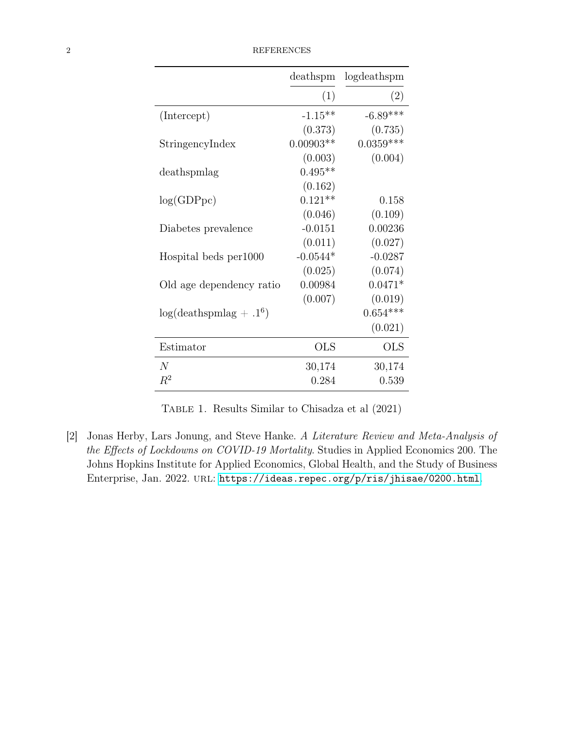| | deathspm | logdeathspm |
|---|---|---|
| | (1) | (2) |
| (Intercept) | -1.15** | -6.89*** |
| | (0.373) | (0.735) |
| StringencyIndex | 0.00903** | 0.0359*** |
| | (0.003) | (0.004) |
| deathspmlag | 0.495** | |
| | (0.162) | |
| log(GDPpc) | 0.121** | 0.158 |
| | (0.046) | (0.109) |
| Diabetes prevalence | -0.0151 | 0.00236 |
| | (0.011) | (0.027) |
| Hospital beds per1000 | -0.0544* | -0.0287 |
| | (0.025) | (0.074) |
| Old age dependency ratio | 0.00984 | 0.0471* |
| | (0.007) | (0.019) |
| log(deathspmlag + $.1^6$) | | 0.654*** |
| | | (0.021) |
| Estimator | OLS | OLS |
| $N$ | 30,174 | 30,174 |
| $R^2$ | 0.284 | 0.539 |

Table 1. Results Similar to Chisadza et al (2021)

[2] Jonas Herby, Lars Jonung, and Steve Hanke. *A Literature Review and Meta-Analysis of the Effects of Lockdowns on COVID-19 Mortality*. Studies in Applied Economics 200. The Johns Hopkins Institute for Applied Economics, Global Health, and the Study of Business Enterprise, Jan. 2022. URL: https://ideas.repec.org/p/ris/jhisae/0200.html.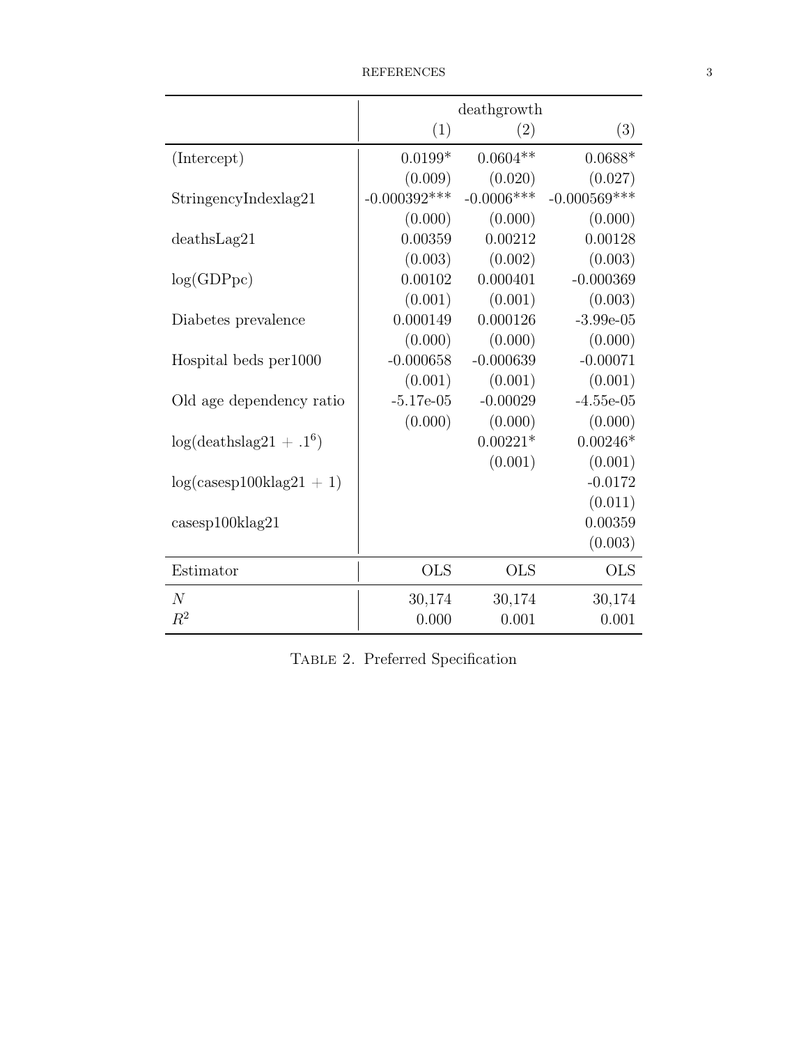| | deathgrowth | | |
|---|---|---|---|
| | (1) | (2) | (3) |
| (Intercept) | 0.0199* | 0.0604** | 0.0688* |
| | (0.009) | (0.020) | (0.027) |
| StringencyIndexlag21 | -0.000392*** | -0.0006*** | -0.000569*** |
| | (0.000) | (0.000) | (0.000) |
| deathsLag21 | 0.00359 | 0.00212 | 0.00128 |
| | (0.003) | (0.002) | (0.003) |
| log(GDPpc) | 0.00102 | 0.000401 | -0.000369 |
| | (0.001) | (0.001) | (0.003) |
| Diabetes prevalence | 0.000149 | 0.000126 | -3.99e-05 |
| | (0.000) | (0.000) | (0.000) |
| Hospital beds per1000 | -0.000658 | -0.000639 | -0.00071 |
| | (0.001) | (0.001) | (0.001) |
| Old age dependency ratio | -5.17e-05 | -0.00029 | -4.55e-05 |
| | (0.000) | (0.000) | (0.000) |
| log(deathslag21 + $.1^6$) | | 0.00221* | 0.00246* |
| | | (0.001) | (0.001) |
| log(casesp100klag21 + 1) | | | -0.0172 |
| | | | (0.011) |
| casesp100klag21 | | | 0.00359 |
| | | | (0.003) |
| Estimator | OLS | OLS | OLS |
| $N$ | 30,174 | 30,174 | 30,174 |
| $R^2$ | 0.000 | 0.001 | 0.001 |

Table 2. Preferred Specification